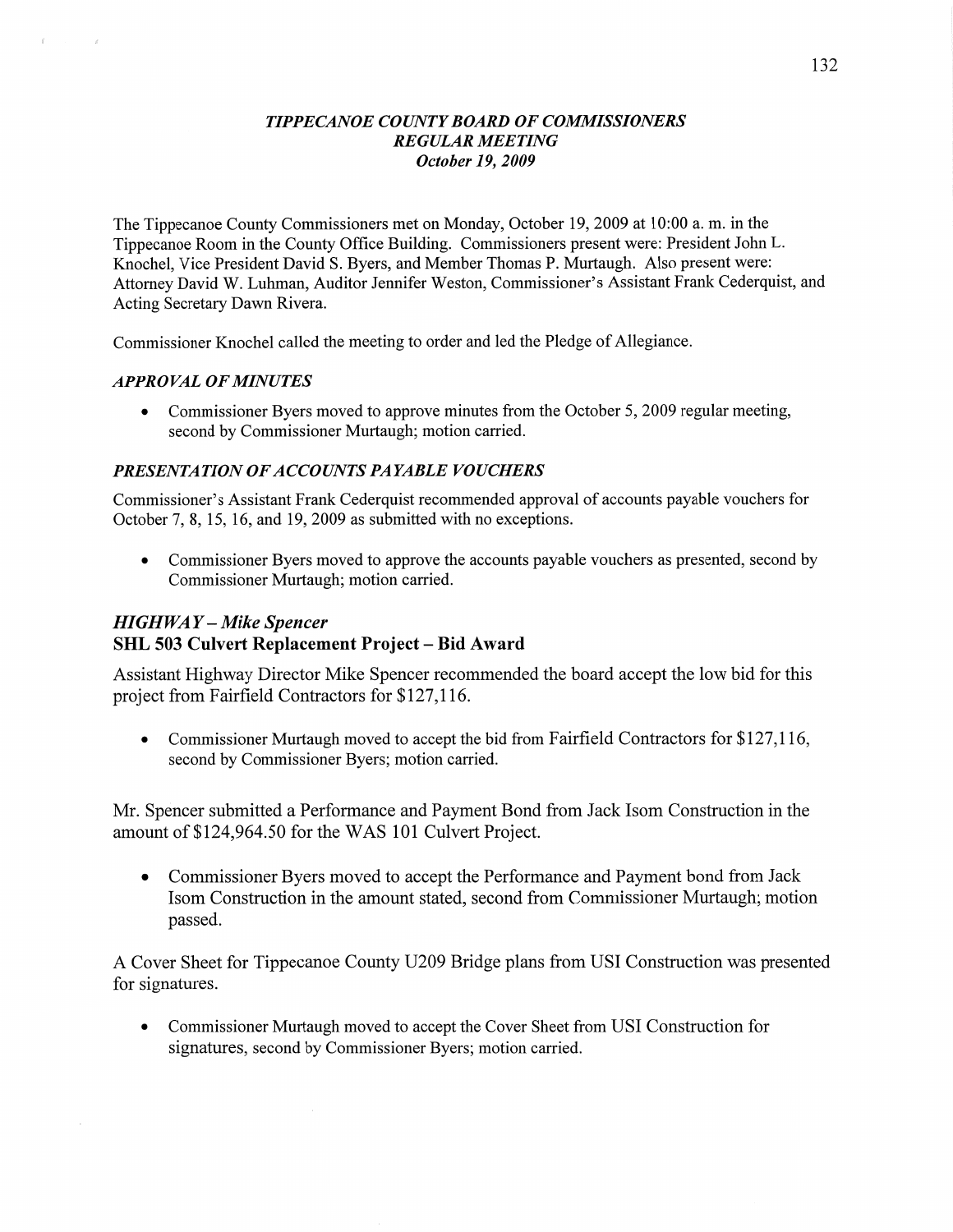## *TIPPECANOE COUNTY BOARD OF COMMISSIONERS*
## *REGULAR MEETING*
### *October 19, 2009*

The Tippecanoe County Commissioners met on Monday, October 19, 2009 at 10:00 a. m. in the Tippecanoe Room in the County Office Building. Commissioners present were: President John L. Knochel, Vice President David S. Byers, and Member Thomas P. Murtaugh. Also present were: Attorney David W. Luhman, Auditor Jennifer Weston, Commissioner's Assistant Frank Cederquist, and Acting Secretary Dawn Rivera.

Commissioner Knochel called the meeting to order and led the Pledge of Allegiance.

### *APPROVAL OF MINUTES*

- Commissioner Byers moved to approve minutes from the October 5, 2009 regular meeting, second by Commissioner Murtaugh; motion carried.

### *PRESENTATION OF ACCOUNTS PAYABLE VOUCHERS*

Commissioner's Assistant Frank Cederquist recommended approval of accounts payable vouchers for October 7, 8, 15, 16, and 19, 2009 as submitted with no exceptions.

- Commissioner Byers moved to approve the accounts payable vouchers as presented, second by Commissioner Murtaugh; motion carried.

### *HIGHWAY – Mike Spencer*
### **SHL 503 Culvert Replacement Project – Bid Award**

Assistant Highway Director Mike Spencer recommended the board accept the low bid for this project from Fairfield Contractors for $127,116.

- Commissioner Murtaugh moved to accept the bid from Fairfield Contractors for $127,116, second by Commissioner Byers; motion carried.

Mr. Spencer submitted a Performance and Payment Bond from Jack Isom Construction in the amount of $124,964.50 for the WAS 101 Culvert Project.

- Commissioner Byers moved to accept the Performance and Payment bond from Jack Isom Construction in the amount stated, second from Commissioner Murtaugh; motion passed.

A Cover Sheet for Tippecanoe County U209 Bridge plans from USI Construction was presented for signatures.

- Commissioner Murtaugh moved to accept the Cover Sheet from USI Construction for signatures, second by Commissioner Byers; motion carried.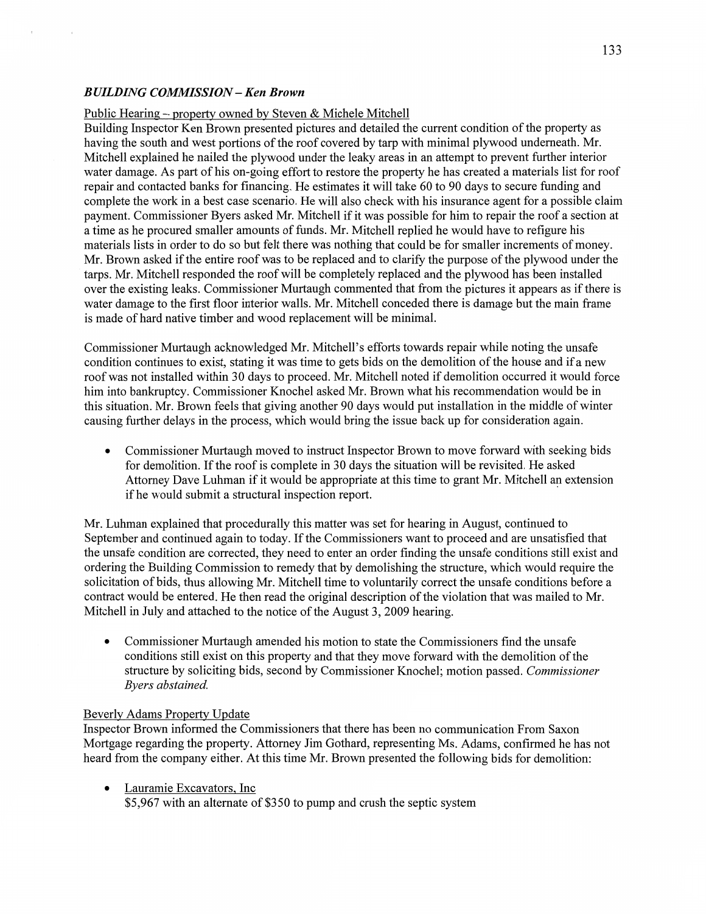### *BUILDING COMMISSION – Ken Brown*

Public Hearing – property owned by Steven & Michele Mitchell

Building Inspector Ken Brown presented pictures and detailed the current condition of the property as having the south and west portions of the roof covered by tarp with minimal plywood underneath. Mr. Mitchell explained he nailed the plywood under the leaky areas in an attempt to prevent further interior water damage. As part of his on-going effort to restore the property he has created a materials list for roof repair and contacted banks for financing. He estimates it will take 60 to 90 days to secure funding and complete the work in a best case scenario. He will also check with his insurance agent for a possible claim payment. Commissioner Byers asked Mr. Mitchell if it was possible for him to repair the roof a section at a time as he procured smaller amounts of funds. Mr. Mitchell replied he would have to refigure his materials lists in order to do so but felt there was nothing that could be for smaller increments of money. Mr. Brown asked if the entire roof was to be replaced and to clarify the purpose of the plywood under the tarps. Mr. Mitchell responded the roof will be completely replaced and the plywood has been installed over the existing leaks. Commissioner Murtaugh commented that from the pictures it appears as if there is water damage to the first floor interior walls. Mr. Mitchell conceded there is damage but the main frame is made of hard native timber and wood replacement will be minimal.

Commissioner Murtaugh acknowledged Mr. Mitchell's efforts towards repair while noting the unsafe condition continues to exist, stating it was time to gets bids on the demolition of the house and if a new roof was not installed within 30 days to proceed. Mr. Mitchell noted if demolition occurred it would force him into bankruptcy. Commissioner Knochel asked Mr. Brown what his recommendation would be in this situation. Mr. Brown feels that giving another 90 days would put installation in the middle of winter causing further delays in the process, which would bring the issue back up for consideration again.

- Commissioner Murtaugh moved to instruct Inspector Brown to move forward with seeking bids for demolition. If the roof is complete in 30 days the situation will be revisited. He asked Attorney Dave Luhman if it would be appropriate at this time to grant Mr. Mitchell an extension if he would submit a structural inspection report.

Mr. Luhman explained that procedurally this matter was set for hearing in August, continued to September and continued again to today. If the Commissioners want to proceed and are unsatisfied that the unsafe condition are corrected, they need to enter an order finding the unsafe conditions still exist and ordering the Building Commission to remedy that by demolishing the structure, which would require the solicitation of bids, thus allowing Mr. Mitchell time to voluntarily correct the unsafe conditions before a contract would be entered. He then read the original description of the violation that was mailed to Mr. Mitchell in July and attached to the notice of the August 3, 2009 hearing.

- Commissioner Murtaugh amended his motion to state the Commissioners find the unsafe conditions still exist on this property and that they move forward with the demolition of the structure by soliciting bids, second by Commissioner Knochel; motion passed. *Commissioner Byers abstained.*

Beverly Adams Property Update

Inspector Brown informed the Commissioners that there has been no communication From Saxon Mortgage regarding the property. Attorney Jim Gothard, representing Ms. Adams, confirmed he has not heard from the company either. At this time Mr. Brown presented the following bids for demolition:

- Lauramie Excavators, Inc
  $5,967 with an alternate of $350 to pump and crush the septic system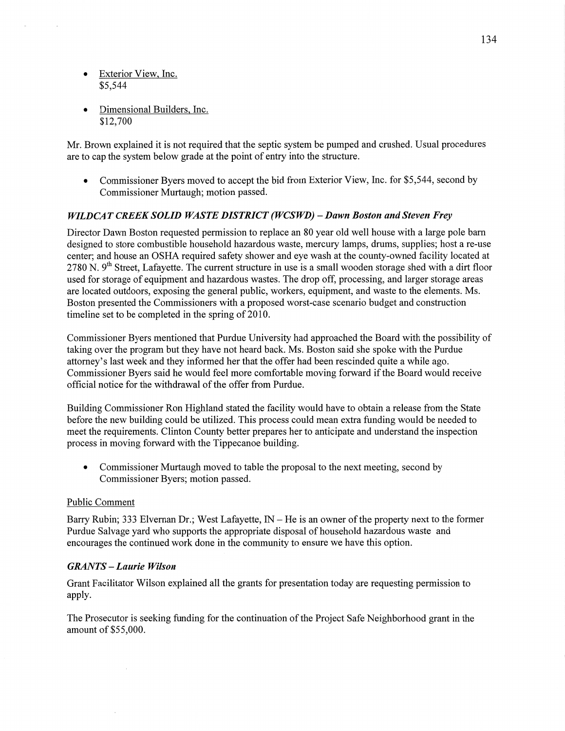- Exterior View, Inc.
  $5,544

- Dimensional Builders, Inc.
  $12,700

Mr. Brown explained it is not required that the septic system be pumped and crushed. Usual procedures are to cap the system below grade at the point of entry into the structure.

- Commissioner Byers moved to accept the bid from Exterior View, Inc. for $5,544, second by Commissioner Murtaugh; motion passed.

### *WILDCAT CREEK SOLID WASTE DISTRICT (WCSWD) – Dawn Boston and Steven Frey*

Director Dawn Boston requested permission to replace an 80 year old well house with a large pole barn designed to store combustible household hazardous waste, mercury lamps, drums, supplies; host a re-use center; and house an OSHA required safety shower and eye wash at the county-owned facility located at 2780 N. 9th Street, Lafayette. The current structure in use is a small wooden storage shed with a dirt floor used for storage of equipment and hazardous wastes. The drop off, processing, and larger storage areas are located outdoors, exposing the general public, workers, equipment, and waste to the elements. Ms. Boston presented the Commissioners with a proposed worst-case scenario budget and construction timeline set to be completed in the spring of 2010.

Commissioner Byers mentioned that Purdue University had approached the Board with the possibility of taking over the program but they have not heard back. Ms. Boston said she spoke with the Purdue attorney's last week and they informed her that the offer had been rescinded quite a while ago. Commissioner Byers said he would feel more comfortable moving forward if the Board would receive official notice for the withdrawal of the offer from Purdue.

Building Commissioner Ron Highland stated the facility would have to obtain a release from the State before the new building could be utilized. This process could mean extra funding would be needed to meet the requirements. Clinton County better prepares her to anticipate and understand the inspection process in moving forward with the Tippecanoe building.

- Commissioner Murtaugh moved to table the proposal to the next meeting, second by Commissioner Byers; motion passed.

Public Comment

Barry Rubin; 333 Elvernan Dr.; West Lafayette, IN – He is an owner of the property next to the former Purdue Salvage yard who supports the appropriate disposal of household hazardous waste and encourages the continued work done in the community to ensure we have this option.

### *GRANTS – Laurie Wilson*

Grant Facilitator Wilson explained all the grants for presentation today are requesting permission to apply.

The Prosecutor is seeking funding for the continuation of the Project Safe Neighborhood grant in the amount of $55,000.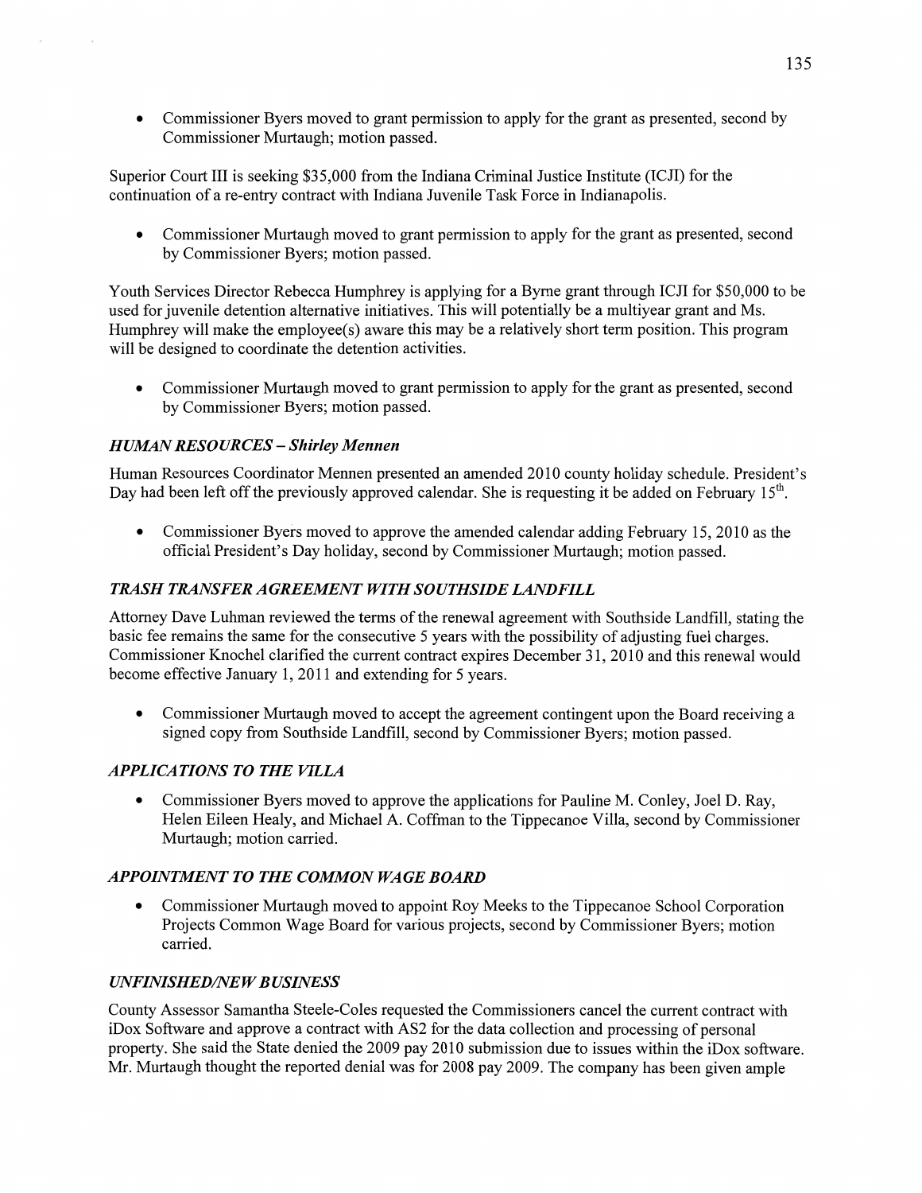- Commissioner Byers moved to grant permission to apply for the grant as presented, second by Commissioner Murtaugh; motion passed.

Superior Court III is seeking $35,000 from the Indiana Criminal Justice Institute (ICJI) for the continuation of a re-entry contract with Indiana Juvenile Task Force in Indianapolis.

- Commissioner Murtaugh moved to grant permission to apply for the grant as presented, second by Commissioner Byers; motion passed.

Youth Services Director Rebecca Humphrey is applying for a Byrne grant through ICJI for $50,000 to be used for juvenile detention alternative initiatives. This will potentially be a multiyear grant and Ms. Humphrey will make the employee(s) aware this may be a relatively short term position. This program will be designed to coordinate the detention activities.

- Commissioner Murtaugh moved to grant permission to apply for the grant as presented, second by Commissioner Byers; motion passed.

### *HUMAN RESOURCES – Shirley Mennen*

Human Resources Coordinator Mennen presented an amended 2010 county holiday schedule. President's Day had been left off the previously approved calendar. She is requesting it be added on February 15th.

- Commissioner Byers moved to approve the amended calendar adding February 15, 2010 as the official President's Day holiday, second by Commissioner Murtaugh; motion passed.

### *TRASH TRANSFER AGREEMENT WITH SOUTHSIDE LANDFILL*

Attorney Dave Luhman reviewed the terms of the renewal agreement with Southside Landfill, stating the basic fee remains the same for the consecutive 5 years with the possibility of adjusting fuel charges. Commissioner Knochel clarified the current contract expires December 31, 2010 and this renewal would become effective January 1, 2011 and extending for 5 years.

- Commissioner Murtaugh moved to accept the agreement contingent upon the Board receiving a signed copy from Southside Landfill, second by Commissioner Byers; motion passed.

### *APPLICATIONS TO THE VILLA*

- Commissioner Byers moved to approve the applications for Pauline M. Conley, Joel D. Ray, Helen Eileen Healy, and Michael A. Coffman to the Tippecanoe Villa, second by Commissioner Murtaugh; motion carried.

### *APPOINTMENT TO THE COMMON WAGE BOARD*

- Commissioner Murtaugh moved to appoint Roy Meeks to the Tippecanoe School Corporation Projects Common Wage Board for various projects, second by Commissioner Byers; motion carried.

### *UNFINISHED/NEW BUSINESS*

County Assessor Samantha Steele-Coles requested the Commissioners cancel the current contract with iDox Software and approve a contract with AS2 for the data collection and processing of personal property. She said the State denied the 2009 pay 2010 submission due to issues within the iDox software. Mr. Murtaugh thought the reported denial was for 2008 pay 2009. The company has been given ample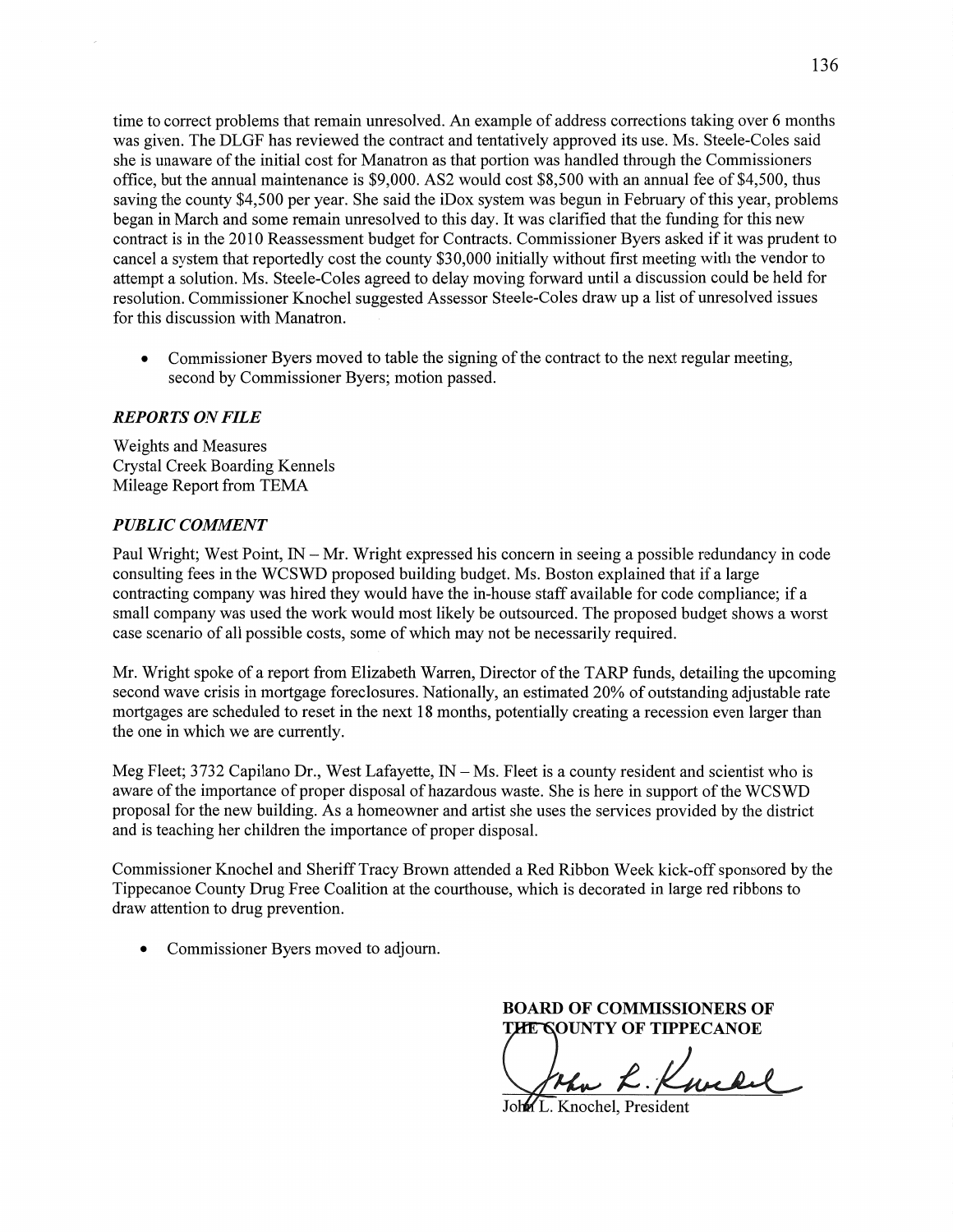time to correct problems that remain unresolved. An example of address corrections taking over 6 months was given. The DLGF has reviewed the contract and tentatively approved its use. Ms. Steele-Coles said she is unaware of the initial cost for Manatron as that portion was handled through the Commissioners office, but the annual maintenance is $9,000. AS2 would cost $8,500 with an annual fee of $4,500, thus saving the county $4,500 per year. She said the iDox system was begun in February of this year, problems began in March and some remain unresolved to this day. It was clarified that the funding for this new contract is in the 2010 Reassessment budget for Contracts. Commissioner Byers asked if it was prudent to cancel a system that reportedly cost the county $30,000 initially without first meeting with the vendor to attempt a solution. Ms. Steele-Coles agreed to delay moving forward until a discussion could be held for resolution. Commissioner Knochel suggested Assessor Steele-Coles draw up a list of unresolved issues for this discussion with Manatron.

- Commissioner Byers moved to table the signing of the contract to the next regular meeting, second by Commissioner Byers; motion passed.

### *REPORTS ON FILE*

Weights and Measures
Crystal Creek Boarding Kennels
Mileage Report from TEMA

### *PUBLIC COMMENT*

Paul Wright; West Point, IN – Mr. Wright expressed his concern in seeing a possible redundancy in code consulting fees in the WCSWD proposed building budget. Ms. Boston explained that if a large contracting company was hired they would have the in-house staff available for code compliance; if a small company was used the work would most likely be outsourced. The proposed budget shows a worst case scenario of all possible costs, some of which may not be necessarily required.

Mr. Wright spoke of a report from Elizabeth Warren, Director of the TARP funds, detailing the upcoming second wave crisis in mortgage foreclosures. Nationally, an estimated 20% of outstanding adjustable rate mortgages are scheduled to reset in the next 18 months, potentially creating a recession even larger than the one in which we are currently.

Meg Fleet; 3732 Capilano Dr., West Lafayette, IN – Ms. Fleet is a county resident and scientist who is aware of the importance of proper disposal of hazardous waste. She is here in support of the WCSWD proposal for the new building. As a homeowner and artist she uses the services provided by the district and is teaching her children the importance of proper disposal.

Commissioner Knochel and Sheriff Tracy Brown attended a Red Ribbon Week kick-off sponsored by the Tippecanoe County Drug Free Coalition at the courthouse, which is decorated in large red ribbons to draw attention to drug prevention.

- Commissioner Byers moved to adjourn.

**BOARD OF COMMISSIONERS OF THE COUNTY OF TIPPECANOE**

John L. Knochel, President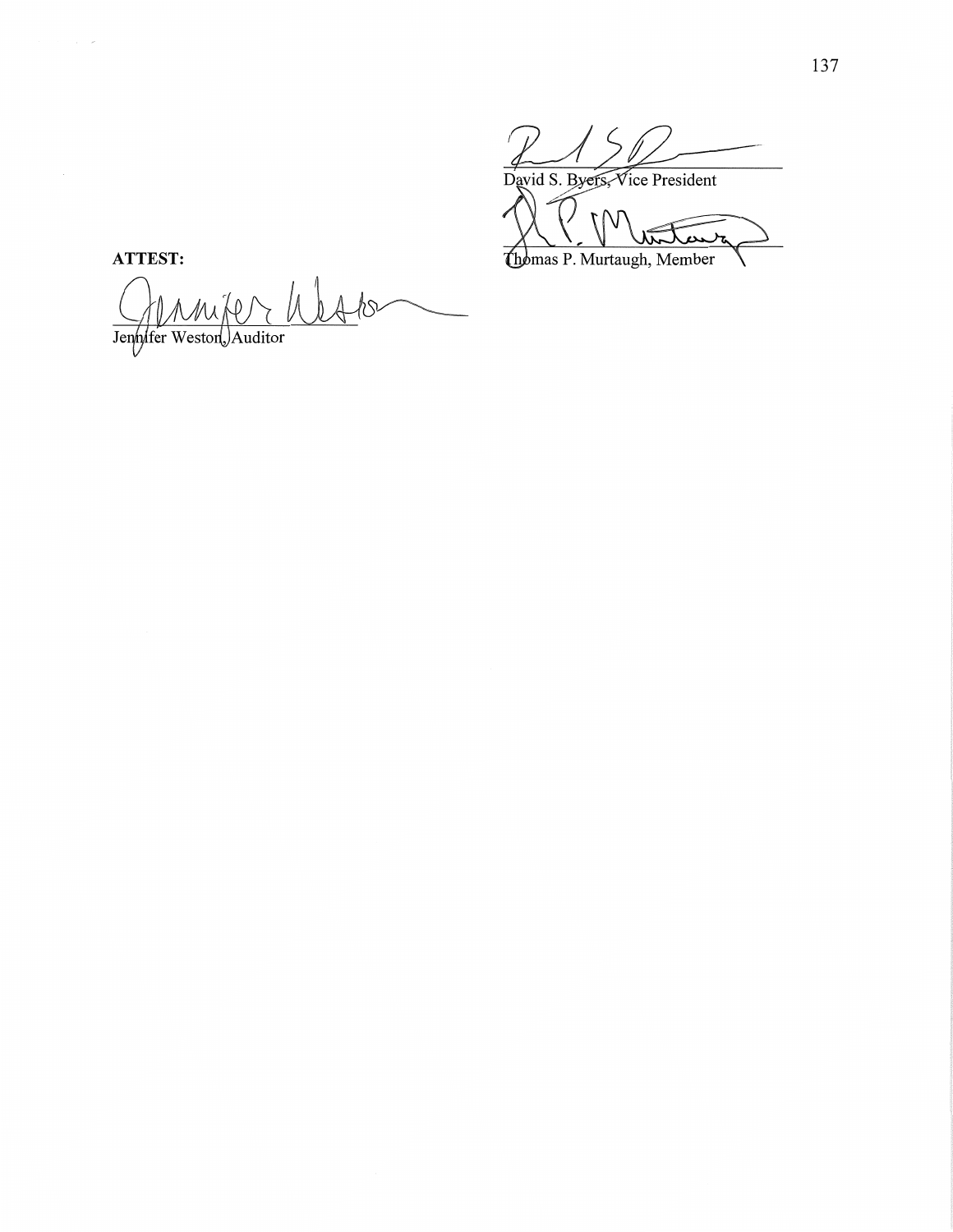David S. Byers, Vice President

Thomas P. Murtaugh, Member

**ATTEST:**

Jennifer Weston, Auditor